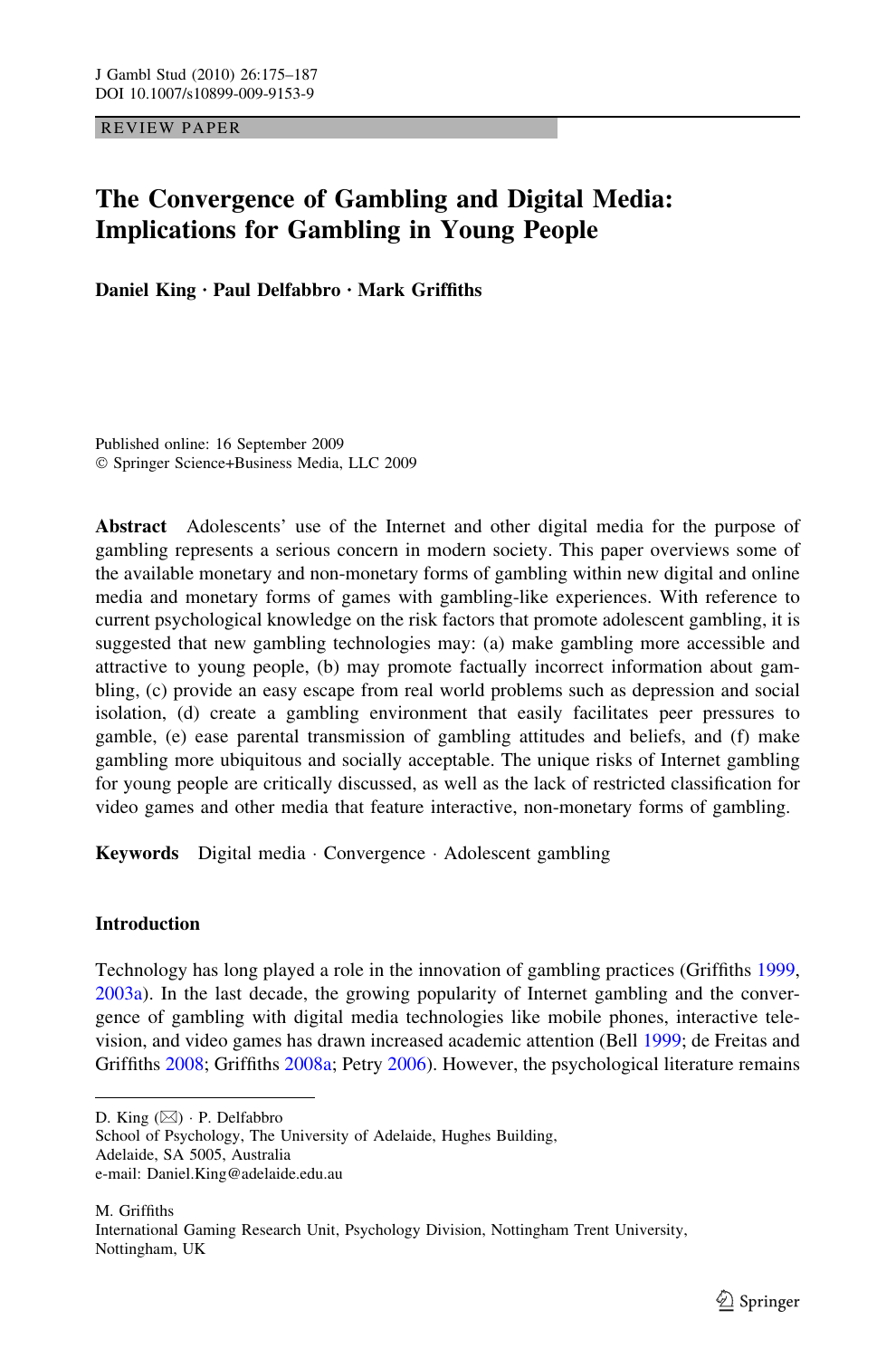REVIEW PAPER

# The Convergence of Gambling and Digital Media: Implications for Gambling in Young People

**Daniel King · Paul Delfabbro · Mark Griffiths**

Published online: 16 September 2009
© Springer Science+Business Media, LLC 2009

**Abstract** Adolescents' use of the Internet and other digital media for the purpose of gambling represents a serious concern in modern society. This paper overviews some of the available monetary and non-monetary forms of gambling within new digital and online media and monetary forms of games with gambling-like experiences. With reference to current psychological knowledge on the risk factors that promote adolescent gambling, it is suggested that new gambling technologies may: (a) make gambling more accessible and attractive to young people, (b) may promote factually incorrect information about gambling, (c) provide an easy escape from real world problems such as depression and social isolation, (d) create a gambling environment that easily facilitates peer pressures to gamble, (e) ease parental transmission of gambling attitudes and beliefs, and (f) make gambling more ubiquitous and socially acceptable. The unique risks of Internet gambling for young people are critically discussed, as well as the lack of restricted classification for video games and other media that feature interactive, non-monetary forms of gambling.

**Keywords** Digital media · Convergence · Adolescent gambling

## Introduction

Technology has long played a role in the innovation of gambling practices (Griffiths 1999, 2003a). In the last decade, the growing popularity of Internet gambling and the convergence of gambling with digital media technologies like mobile phones, interactive television, and video games has drawn increased academic attention (Bell 1999; de Freitas and Griffiths 2008; Griffiths 2008a; Petry 2006). However, the psychological literature remains

---

D. King (✉) · P. Delfabbro
School of Psychology, The University of Adelaide, Hughes Building,
Adelaide, SA 5005, Australia
e-mail: Daniel.King@adelaide.edu.au

M. Griffiths
International Gaming Research Unit, Psychology Division, Nottingham Trent University,
Nottingham, UK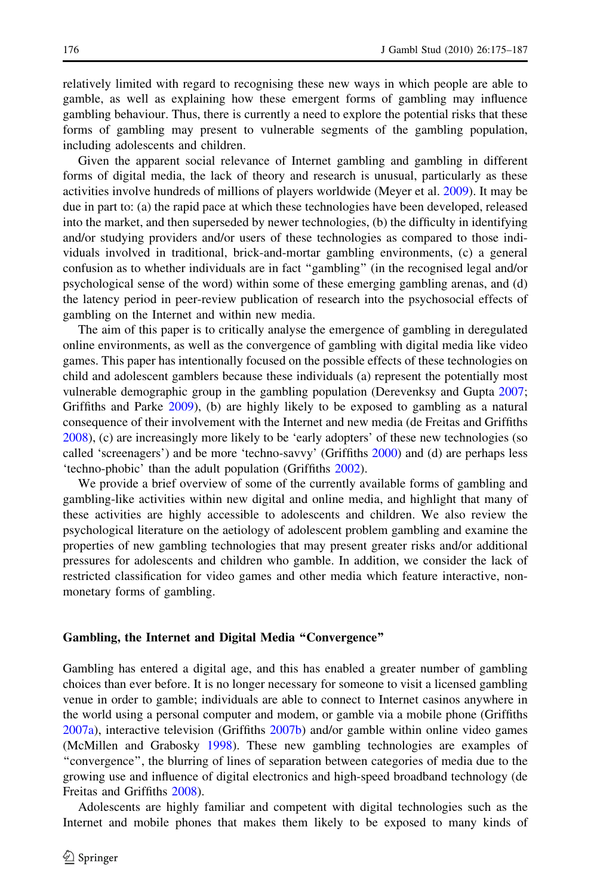relatively limited with regard to recognising these new ways in which people are able to gamble, as well as explaining how these emergent forms of gambling may influence gambling behaviour. Thus, there is currently a need to explore the potential risks that these forms of gambling may present to vulnerable segments of the gambling population, including adolescents and children.

Given the apparent social relevance of Internet gambling and gambling in different forms of digital media, the lack of theory and research is unusual, particularly as these activities involve hundreds of millions of players worldwide (Meyer et al. 2009). It may be due in part to: (a) the rapid pace at which these technologies have been developed, released into the market, and then superseded by newer technologies, (b) the difficulty in identifying and/or studying providers and/or users of these technologies as compared to those individuals involved in traditional, brick-and-mortar gambling environments, (c) a general confusion as to whether individuals are in fact "gambling" (in the recognised legal and/or psychological sense of the word) within some of these emerging gambling arenas, and (d) the latency period in peer-review publication of research into the psychosocial effects of gambling on the Internet and within new media.

The aim of this paper is to critically analyse the emergence of gambling in deregulated online environments, as well as the convergence of gambling with digital media like video games. This paper has intentionally focused on the possible effects of these technologies on child and adolescent gamblers because these individuals (a) represent the potentially most vulnerable demographic group in the gambling population (Derevenksy and Gupta 2007; Griffiths and Parke 2009), (b) are highly likely to be exposed to gambling as a natural consequence of their involvement with the Internet and new media (de Freitas and Griffiths 2008), (c) are increasingly more likely to be 'early adopters' of these new technologies (so called 'screenagers') and be more 'techno-savvy' (Griffiths 2000) and (d) are perhaps less 'techno-phobic' than the adult population (Griffiths 2002).

We provide a brief overview of some of the currently available forms of gambling and gambling-like activities within new digital and online media, and highlight that many of these activities are highly accessible to adolescents and children. We also review the psychological literature on the aetiology of adolescent problem gambling and examine the properties of new gambling technologies that may present greater risks and/or additional pressures for adolescents and children who gamble. In addition, we consider the lack of restricted classification for video games and other media which feature interactive, non-monetary forms of gambling.

## Gambling, the Internet and Digital Media "Convergence"

Gambling has entered a digital age, and this has enabled a greater number of gambling choices than ever before. It is no longer necessary for someone to visit a licensed gambling venue in order to gamble; individuals are able to connect to Internet casinos anywhere in the world using a personal computer and modem, or gamble via a mobile phone (Griffiths 2007a), interactive television (Griffiths 2007b) and/or gamble within online video games (McMillen and Grabosky 1998). These new gambling technologies are examples of "convergence", the blurring of lines of separation between categories of media due to the growing use and influence of digital electronics and high-speed broadband technology (de Freitas and Griffiths 2008).

Adolescents are highly familiar and competent with digital technologies such as the Internet and mobile phones that makes them likely to be exposed to many kinds of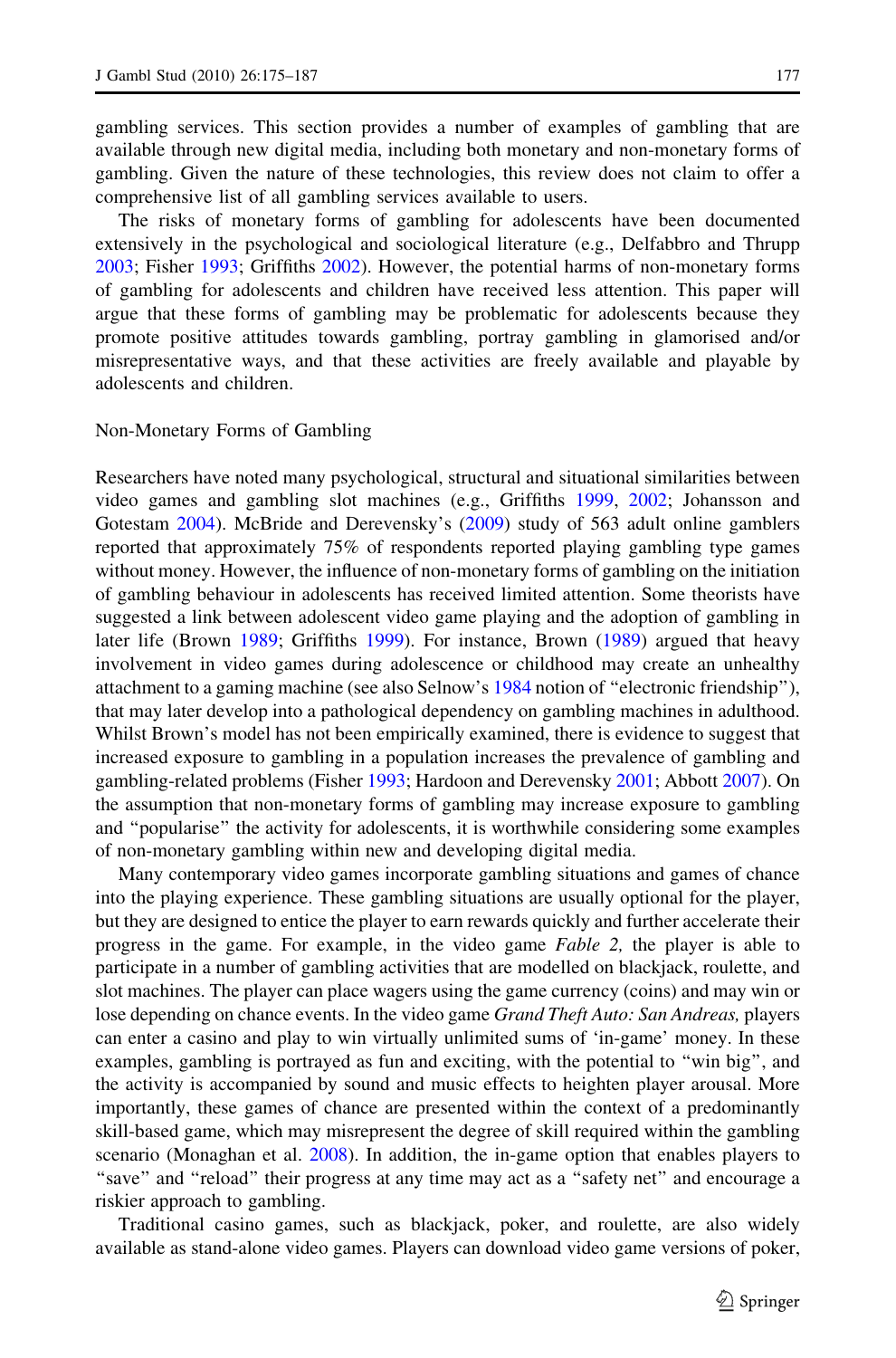gambling services. This section provides a number of examples of gambling that are available through new digital media, including both monetary and non-monetary forms of gambling. Given the nature of these technologies, this review does not claim to offer a comprehensive list of all gambling services available to users.

The risks of monetary forms of gambling for adolescents have been documented extensively in the psychological and sociological literature (e.g., Delfabbro and Thrupp 2003; Fisher 1993; Griffiths 2002). However, the potential harms of non-monetary forms of gambling for adolescents and children have received less attention. This paper will argue that these forms of gambling may be problematic for adolescents because they promote positive attitudes towards gambling, portray gambling in glamorised and/or misrepresentative ways, and that these activities are freely available and playable by adolescents and children.

## Non-Monetary Forms of Gambling

Researchers have noted many psychological, structural and situational similarities between video games and gambling slot machines (e.g., Griffiths 1999, 2002; Johansson and Gotestam 2004). McBride and Derevensky's (2009) study of 563 adult online gamblers reported that approximately 75% of respondents reported playing gambling type games without money. However, the influence of non-monetary forms of gambling on the initiation of gambling behaviour in adolescents has received limited attention. Some theorists have suggested a link between adolescent video game playing and the adoption of gambling in later life (Brown 1989; Griffiths 1999). For instance, Brown (1989) argued that heavy involvement in video games during adolescence or childhood may create an unhealthy attachment to a gaming machine (see also Selnow's 1984 notion of "electronic friendship"), that may later develop into a pathological dependency on gambling machines in adulthood. Whilst Brown's model has not been empirically examined, there is evidence to suggest that increased exposure to gambling in a population increases the prevalence of gambling and gambling-related problems (Fisher 1993; Hardoon and Derevensky 2001; Abbott 2007). On the assumption that non-monetary forms of gambling may increase exposure to gambling and "popularise" the activity for adolescents, it is worthwhile considering some examples of non-monetary gambling within new and developing digital media.

Many contemporary video games incorporate gambling situations and games of chance into the playing experience. These gambling situations are usually optional for the player, but they are designed to entice the player to earn rewards quickly and further accelerate their progress in the game. For example, in the video game *Fable 2,* the player is able to participate in a number of gambling activities that are modelled on blackjack, roulette, and slot machines. The player can place wagers using the game currency (coins) and may win or lose depending on chance events. In the video game *Grand Theft Auto: San Andreas,* players can enter a casino and play to win virtually unlimited sums of 'in-game' money. In these examples, gambling is portrayed as fun and exciting, with the potential to "win big", and the activity is accompanied by sound and music effects to heighten player arousal. More importantly, these games of chance are presented within the context of a predominantly skill-based game, which may misrepresent the degree of skill required within the gambling scenario (Monaghan et al. 2008). In addition, the in-game option that enables players to "save" and "reload" their progress at any time may act as a "safety net" and encourage a riskier approach to gambling.

Traditional casino games, such as blackjack, poker, and roulette, are also widely available as stand-alone video games. Players can download video game versions of poker,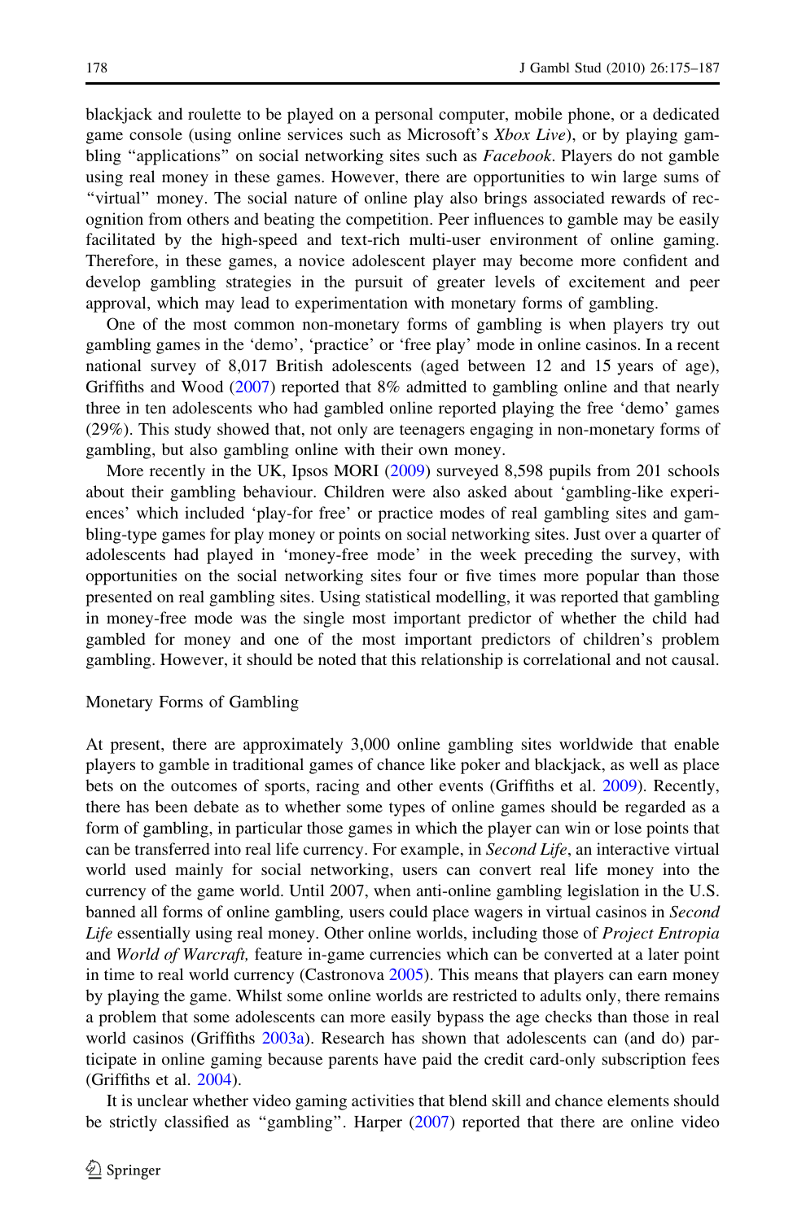blackjack and roulette to be played on a personal computer, mobile phone, or a dedicated game console (using online services such as Microsoft's *Xbox Live*), or by playing gambling "applications" on social networking sites such as *Facebook*. Players do not gamble using real money in these games. However, there are opportunities to win large sums of "virtual" money. The social nature of online play also brings associated rewards of recognition from others and beating the competition. Peer influences to gamble may be easily facilitated by the high-speed and text-rich multi-user environment of online gaming. Therefore, in these games, a novice adolescent player may become more confident and develop gambling strategies in the pursuit of greater levels of excitement and peer approval, which may lead to experimentation with monetary forms of gambling.

One of the most common non-monetary forms of gambling is when players try out gambling games in the 'demo', 'practice' or 'free play' mode in online casinos. In a recent national survey of 8,017 British adolescents (aged between 12 and 15 years of age), Griffiths and Wood (2007) reported that 8% admitted to gambling online and that nearly three in ten adolescents who had gambled online reported playing the free 'demo' games (29%). This study showed that, not only are teenagers engaging in non-monetary forms of gambling, but also gambling online with their own money.

More recently in the UK, Ipsos MORI (2009) surveyed 8,598 pupils from 201 schools about their gambling behaviour. Children were also asked about 'gambling-like experiences' which included 'play-for free' or practice modes of real gambling sites and gambling-type games for play money or points on social networking sites. Just over a quarter of adolescents had played in 'money-free mode' in the week preceding the survey, with opportunities on the social networking sites four or five times more popular than those presented on real gambling sites. Using statistical modelling, it was reported that gambling in money-free mode was the single most important predictor of whether the child had gambled for money and one of the most important predictors of children's problem gambling. However, it should be noted that this relationship is correlational and not causal.

### Monetary Forms of Gambling

At present, there are approximately 3,000 online gambling sites worldwide that enable players to gamble in traditional games of chance like poker and blackjack, as well as place bets on the outcomes of sports, racing and other events (Griffiths et al. 2009). Recently, there has been debate as to whether some types of online games should be regarded as a form of gambling, in particular those games in which the player can win or lose points that can be transferred into real life currency. For example, in *Second Life*, an interactive virtual world used mainly for social networking, users can convert real life money into the currency of the game world. Until 2007, when anti-online gambling legislation in the U.S. banned all forms of online gambling, users could place wagers in virtual casinos in *Second Life* essentially using real money. Other online worlds, including those of *Project Entropia* and *World of Warcraft,* feature in-game currencies which can be converted at a later point in time to real world currency (Castronova 2005). This means that players can earn money by playing the game. Whilst some online worlds are restricted to adults only, there remains a problem that some adolescents can more easily bypass the age checks than those in real world casinos (Griffiths 2003a). Research has shown that adolescents can (and do) participate in online gaming because parents have paid the credit card-only subscription fees (Griffiths et al. 2004).

It is unclear whether video gaming activities that blend skill and chance elements should be strictly classified as "gambling". Harper (2007) reported that there are online video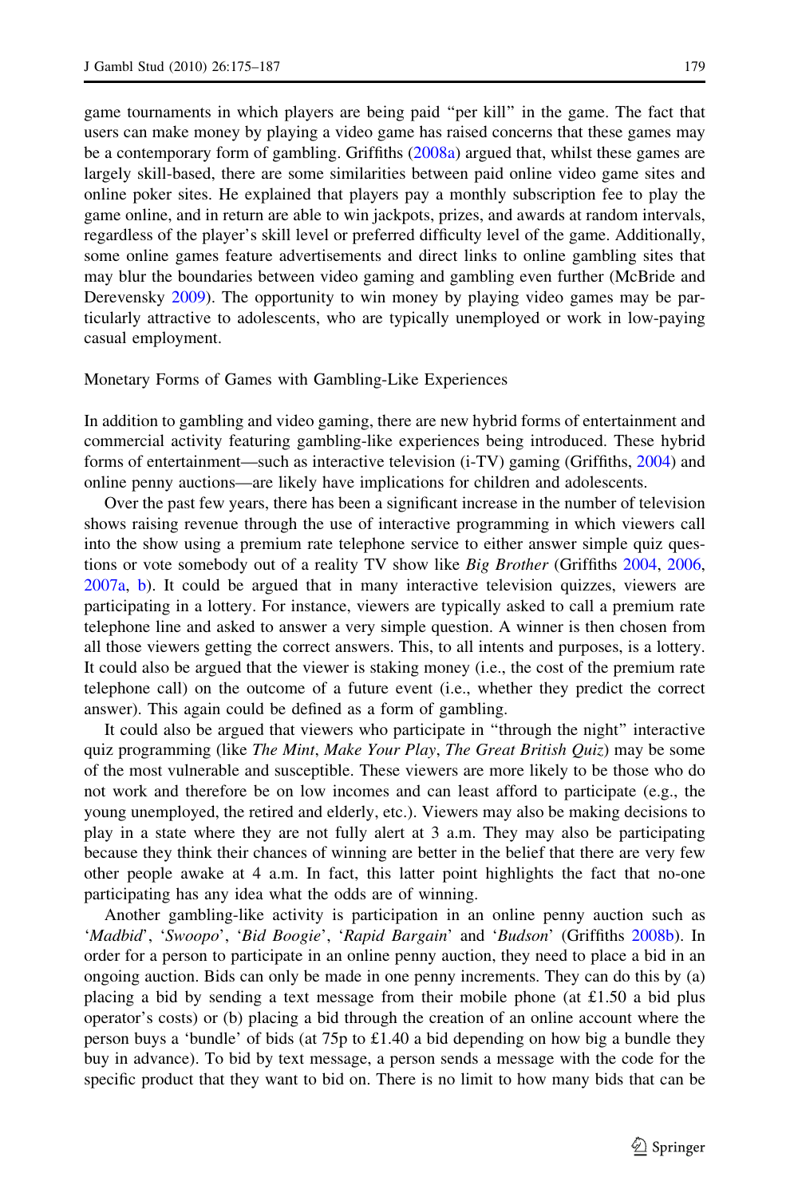game tournaments in which players are being paid "per kill" in the game. The fact that users can make money by playing a video game has raised concerns that these games may be a contemporary form of gambling. Griffiths (2008a) argued that, whilst these games are largely skill-based, there are some similarities between paid online video game sites and online poker sites. He explained that players pay a monthly subscription fee to play the game online, and in return are able to win jackpots, prizes, and awards at random intervals, regardless of the player's skill level or preferred difficulty level of the game. Additionally, some online games feature advertisements and direct links to online gambling sites that may blur the boundaries between video gaming and gambling even further (McBride and Derevensky 2009). The opportunity to win money by playing video games may be particularly attractive to adolescents, who are typically unemployed or work in low-paying casual employment.

## Monetary Forms of Games with Gambling-Like Experiences

In addition to gambling and video gaming, there are new hybrid forms of entertainment and commercial activity featuring gambling-like experiences being introduced. These hybrid forms of entertainment—such as interactive television (i-TV) gaming (Griffiths, 2004) and online penny auctions—are likely have implications for children and adolescents.

Over the past few years, there has been a significant increase in the number of television shows raising revenue through the use of interactive programming in which viewers call into the show using a premium rate telephone service to either answer simple quiz questions or vote somebody out of a reality TV show like *Big Brother* (Griffiths 2004, 2006, 2007a, b). It could be argued that in many interactive television quizzes, viewers are participating in a lottery. For instance, viewers are typically asked to call a premium rate telephone line and asked to answer a very simple question. A winner is then chosen from all those viewers getting the correct answers. This, to all intents and purposes, is a lottery. It could also be argued that the viewer is staking money (i.e., the cost of the premium rate telephone call) on the outcome of a future event (i.e., whether they predict the correct answer). This again could be defined as a form of gambling.

It could also be argued that viewers who participate in "through the night" interactive quiz programming (like *The Mint*, *Make Your Play*, *The Great British Quiz*) may be some of the most vulnerable and susceptible. These viewers are more likely to be those who do not work and therefore be on low incomes and can least afford to participate (e.g., the young unemployed, the retired and elderly, etc.). Viewers may also be making decisions to play in a state where they are not fully alert at 3 a.m. They may also be participating because they think their chances of winning are better in the belief that there are very few other people awake at 4 a.m. In fact, this latter point highlights the fact that no-one participating has any idea what the odds are of winning.

Another gambling-like activity is participation in an online penny auction such as '*Madbid*', '*Swoopo*', '*Bid Boogie*', '*Rapid Bargain*' and '*Budson*' (Griffiths 2008b). In order for a person to participate in an online penny auction, they need to place a bid in an ongoing auction. Bids can only be made in one penny increments. They can do this by (a) placing a bid by sending a text message from their mobile phone (at £1.50 a bid plus operator's costs) or (b) placing a bid through the creation of an online account where the person buys a 'bundle' of bids (at 75p to £1.40 a bid depending on how big a bundle they buy in advance). To bid by text message, a person sends a message with the code for the specific product that they want to bid on. There is no limit to how many bids that can be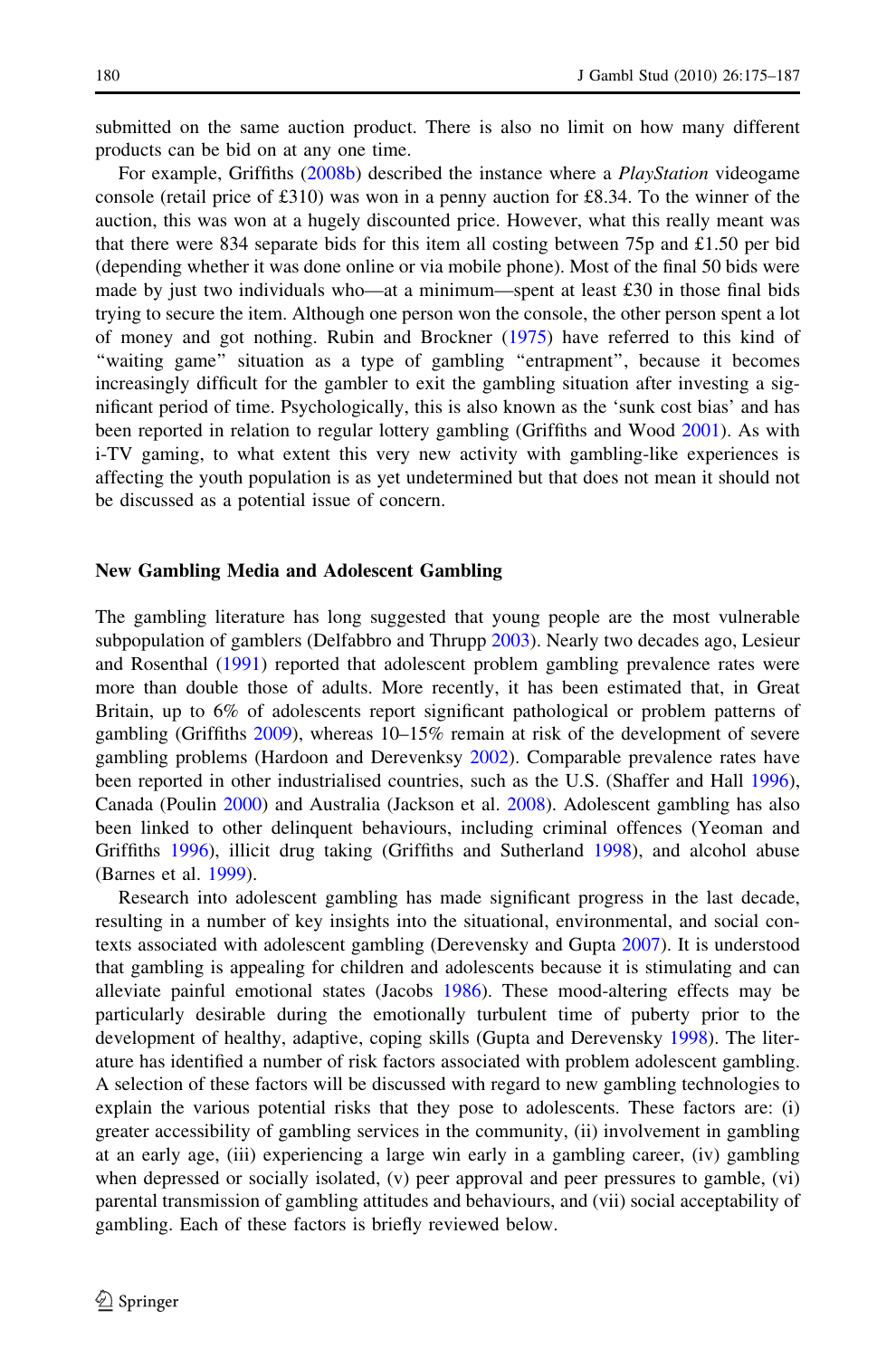submitted on the same auction product. There is also no limit on how many different products can be bid on at any one time.

For example, Griffiths (2008b) described the instance where a *PlayStation* videogame console (retail price of £310) was won in a penny auction for £8.34. To the winner of the auction, this was won at a hugely discounted price. However, what this really meant was that there were 834 separate bids for this item all costing between 75p and £1.50 per bid (depending whether it was done online or via mobile phone). Most of the final 50 bids were made by just two individuals who—at a minimum—spent at least £30 in those final bids trying to secure the item. Although one person won the console, the other person spent a lot of money and got nothing. Rubin and Brockner (1975) have referred to this kind of "waiting game" situation as a type of gambling "entrapment", because it becomes increasingly difficult for the gambler to exit the gambling situation after investing a significant period of time. Psychologically, this is also known as the 'sunk cost bias' and has been reported in relation to regular lottery gambling (Griffiths and Wood 2001). As with i-TV gaming, to what extent this very new activity with gambling-like experiences is affecting the youth population is as yet undetermined but that does not mean it should not be discussed as a potential issue of concern.

## New Gambling Media and Adolescent Gambling

The gambling literature has long suggested that young people are the most vulnerable subpopulation of gamblers (Delfabbro and Thrupp 2003). Nearly two decades ago, Lesieur and Rosenthal (1991) reported that adolescent problem gambling prevalence rates were more than double those of adults. More recently, it has been estimated that, in Great Britain, up to 6% of adolescents report significant pathological or problem patterns of gambling (Griffiths 2009), whereas 10–15% remain at risk of the development of severe gambling problems (Hardoon and Derevenksy 2002). Comparable prevalence rates have been reported in other industrialised countries, such as the U.S. (Shaffer and Hall 1996), Canada (Poulin 2000) and Australia (Jackson et al. 2008). Adolescent gambling has also been linked to other delinquent behaviours, including criminal offences (Yeoman and Griffiths 1996), illicit drug taking (Griffiths and Sutherland 1998), and alcohol abuse (Barnes et al. 1999).

Research into adolescent gambling has made significant progress in the last decade, resulting in a number of key insights into the situational, environmental, and social contexts associated with adolescent gambling (Derevensky and Gupta 2007). It is understood that gambling is appealing for children and adolescents because it is stimulating and can alleviate painful emotional states (Jacobs 1986). These mood-altering effects may be particularly desirable during the emotionally turbulent time of puberty prior to the development of healthy, adaptive, coping skills (Gupta and Derevensky 1998). The literature has identified a number of risk factors associated with problem adolescent gambling. A selection of these factors will be discussed with regard to new gambling technologies to explain the various potential risks that they pose to adolescents. These factors are: (i) greater accessibility of gambling services in the community, (ii) involvement in gambling at an early age, (iii) experiencing a large win early in a gambling career, (iv) gambling when depressed or socially isolated, (v) peer approval and peer pressures to gamble, (vi) parental transmission of gambling attitudes and behaviours, and (vii) social acceptability of gambling. Each of these factors is briefly reviewed below.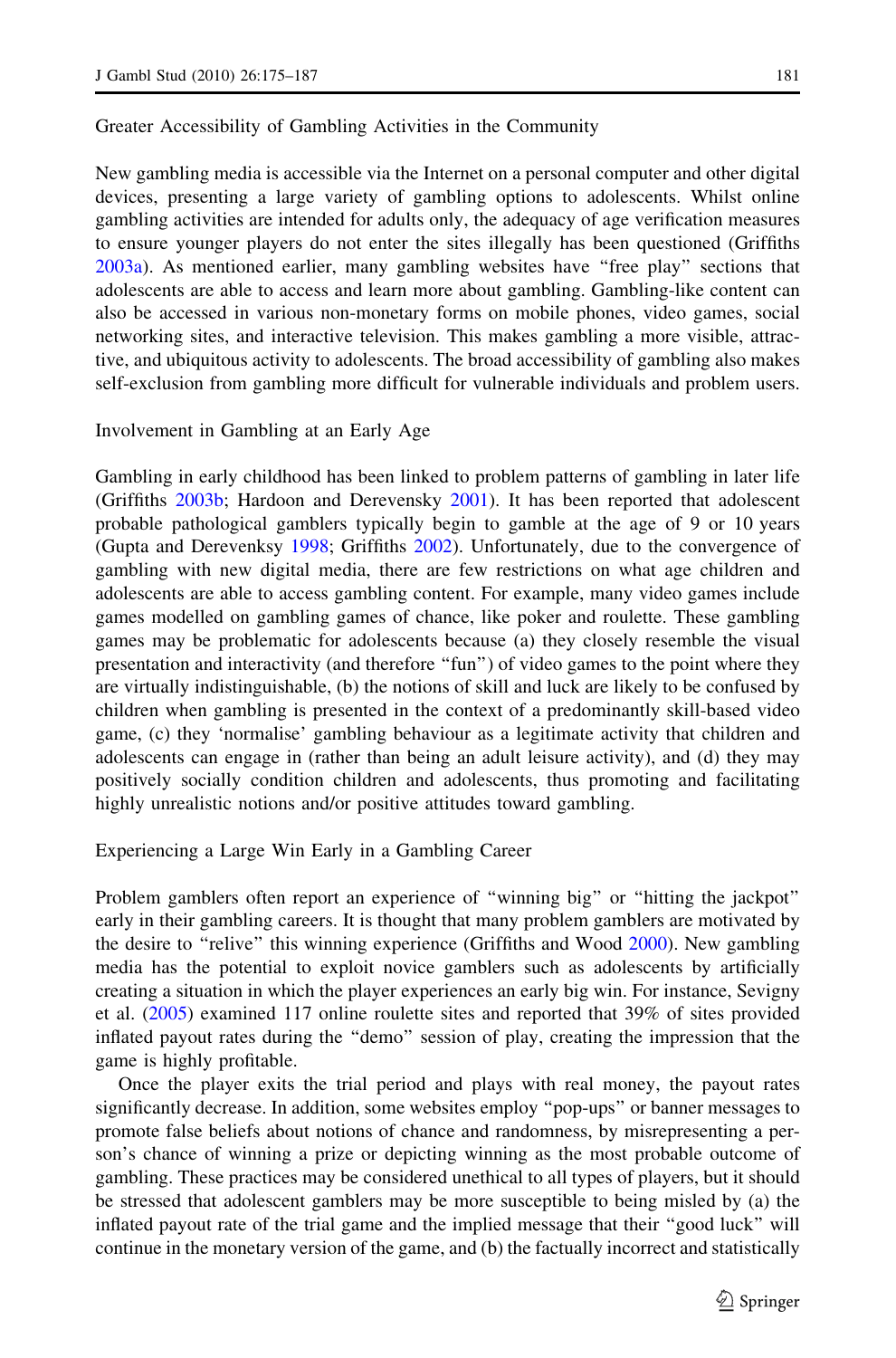### Greater Accessibility of Gambling Activities in the Community

New gambling media is accessible via the Internet on a personal computer and other digital devices, presenting a large variety of gambling options to adolescents. Whilst online gambling activities are intended for adults only, the adequacy of age verification measures to ensure younger players do not enter the sites illegally has been questioned (Griffiths 2003a). As mentioned earlier, many gambling websites have "free play" sections that adolescents are able to access and learn more about gambling. Gambling-like content can also be accessed in various non-monetary forms on mobile phones, video games, social networking sites, and interactive television. This makes gambling a more visible, attractive, and ubiquitous activity to adolescents. The broad accessibility of gambling also makes self-exclusion from gambling more difficult for vulnerable individuals and problem users.

### Involvement in Gambling at an Early Age

Gambling in early childhood has been linked to problem patterns of gambling in later life (Griffiths 2003b; Hardoon and Derevensky 2001). It has been reported that adolescent probable pathological gamblers typically begin to gamble at the age of 9 or 10 years (Gupta and Derevenksy 1998; Griffiths 2002). Unfortunately, due to the convergence of gambling with new digital media, there are few restrictions on what age children and adolescents are able to access gambling content. For example, many video games include games modelled on gambling games of chance, like poker and roulette. These gambling games may be problematic for adolescents because (a) they closely resemble the visual presentation and interactivity (and therefore "fun") of video games to the point where they are virtually indistinguishable, (b) the notions of skill and luck are likely to be confused by children when gambling is presented in the context of a predominantly skill-based video game, (c) they 'normalise' gambling behaviour as a legitimate activity that children and adolescents can engage in (rather than being an adult leisure activity), and (d) they may positively socially condition children and adolescents, thus promoting and facilitating highly unrealistic notions and/or positive attitudes toward gambling.

### Experiencing a Large Win Early in a Gambling Career

Problem gamblers often report an experience of "winning big" or "hitting the jackpot" early in their gambling careers. It is thought that many problem gamblers are motivated by the desire to "relive" this winning experience (Griffiths and Wood 2000). New gambling media has the potential to exploit novice gamblers such as adolescents by artificially creating a situation in which the player experiences an early big win. For instance, Sevigny et al. (2005) examined 117 online roulette sites and reported that 39% of sites provided inflated payout rates during the "demo" session of play, creating the impression that the game is highly profitable.

Once the player exits the trial period and plays with real money, the payout rates significantly decrease. In addition, some websites employ "pop-ups" or banner messages to promote false beliefs about notions of chance and randomness, by misrepresenting a person's chance of winning a prize or depicting winning as the most probable outcome of gambling. These practices may be considered unethical to all types of players, but it should be stressed that adolescent gamblers may be more susceptible to being misled by (a) the inflated payout rate of the trial game and the implied message that their "good luck" will continue in the monetary version of the game, and (b) the factually incorrect and statistically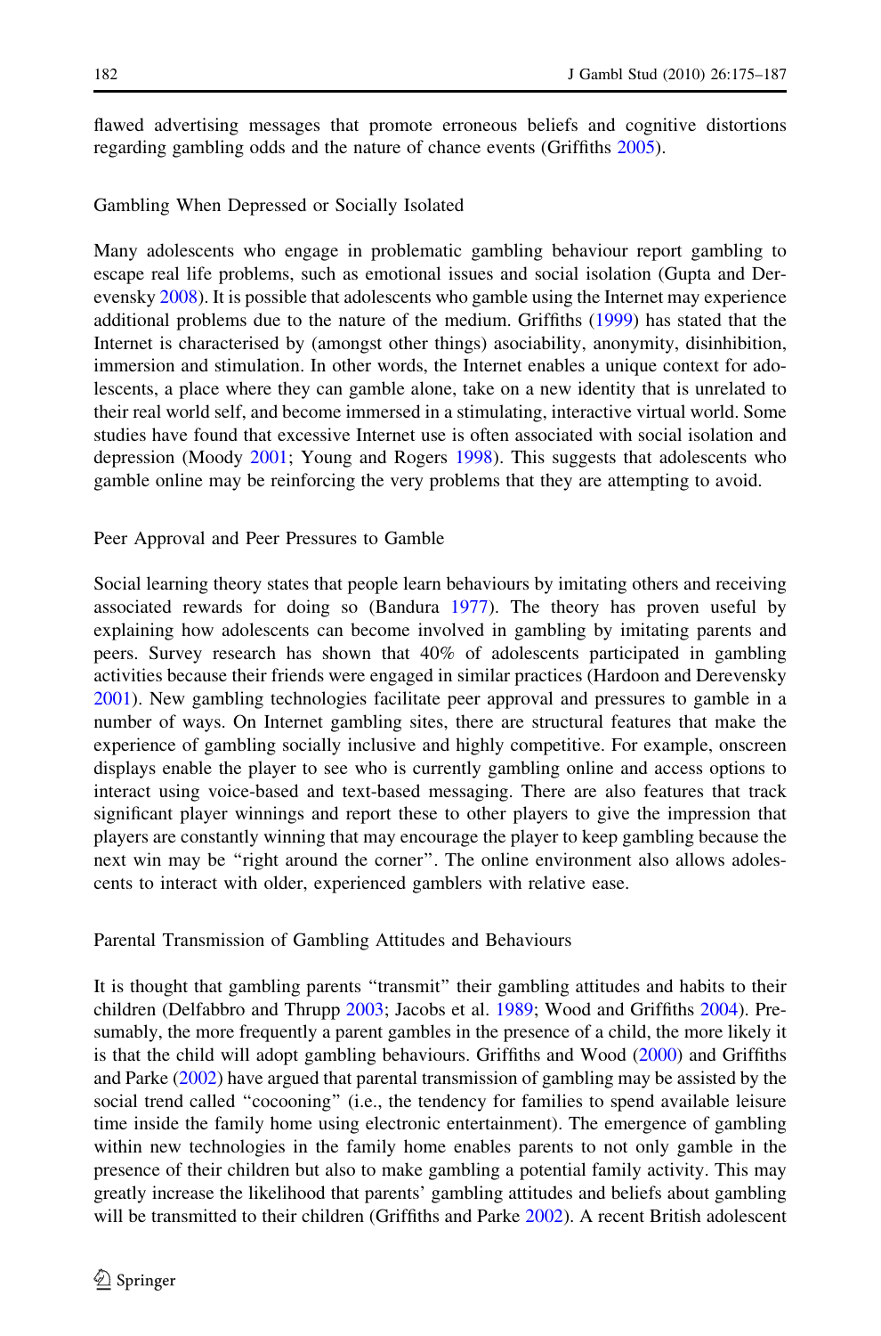flawed advertising messages that promote erroneous beliefs and cognitive distortions regarding gambling odds and the nature of chance events (Griffiths 2005).

## Gambling When Depressed or Socially Isolated

Many adolescents who engage in problematic gambling behaviour report gambling to escape real life problems, such as emotional issues and social isolation (Gupta and Derevensky 2008). It is possible that adolescents who gamble using the Internet may experience additional problems due to the nature of the medium. Griffiths (1999) has stated that the Internet is characterised by (amongst other things) asociability, anonymity, disinhibition, immersion and stimulation. In other words, the Internet enables a unique context for adolescents, a place where they can gamble alone, take on a new identity that is unrelated to their real world self, and become immersed in a stimulating, interactive virtual world. Some studies have found that excessive Internet use is often associated with social isolation and depression (Moody 2001; Young and Rogers 1998). This suggests that adolescents who gamble online may be reinforcing the very problems that they are attempting to avoid.

## Peer Approval and Peer Pressures to Gamble

Social learning theory states that people learn behaviours by imitating others and receiving associated rewards for doing so (Bandura 1977). The theory has proven useful by explaining how adolescents can become involved in gambling by imitating parents and peers. Survey research has shown that 40% of adolescents participated in gambling activities because their friends were engaged in similar practices (Hardoon and Derevensky 2001). New gambling technologies facilitate peer approval and pressures to gamble in a number of ways. On Internet gambling sites, there are structural features that make the experience of gambling socially inclusive and highly competitive. For example, onscreen displays enable the player to see who is currently gambling online and access options to interact using voice-based and text-based messaging. There are also features that track significant player winnings and report these to other players to give the impression that players are constantly winning that may encourage the player to keep gambling because the next win may be "right around the corner". The online environment also allows adolescents to interact with older, experienced gamblers with relative ease.

## Parental Transmission of Gambling Attitudes and Behaviours

It is thought that gambling parents "transmit" their gambling attitudes and habits to their children (Delfabbro and Thrupp 2003; Jacobs et al. 1989; Wood and Griffiths 2004). Presumably, the more frequently a parent gambles in the presence of a child, the more likely it is that the child will adopt gambling behaviours. Griffiths and Wood (2000) and Griffiths and Parke (2002) have argued that parental transmission of gambling may be assisted by the social trend called "cocooning" (i.e., the tendency for families to spend available leisure time inside the family home using electronic entertainment). The emergence of gambling within new technologies in the family home enables parents to not only gamble in the presence of their children but also to make gambling a potential family activity. This may greatly increase the likelihood that parents' gambling attitudes and beliefs about gambling will be transmitted to their children (Griffiths and Parke 2002). A recent British adolescent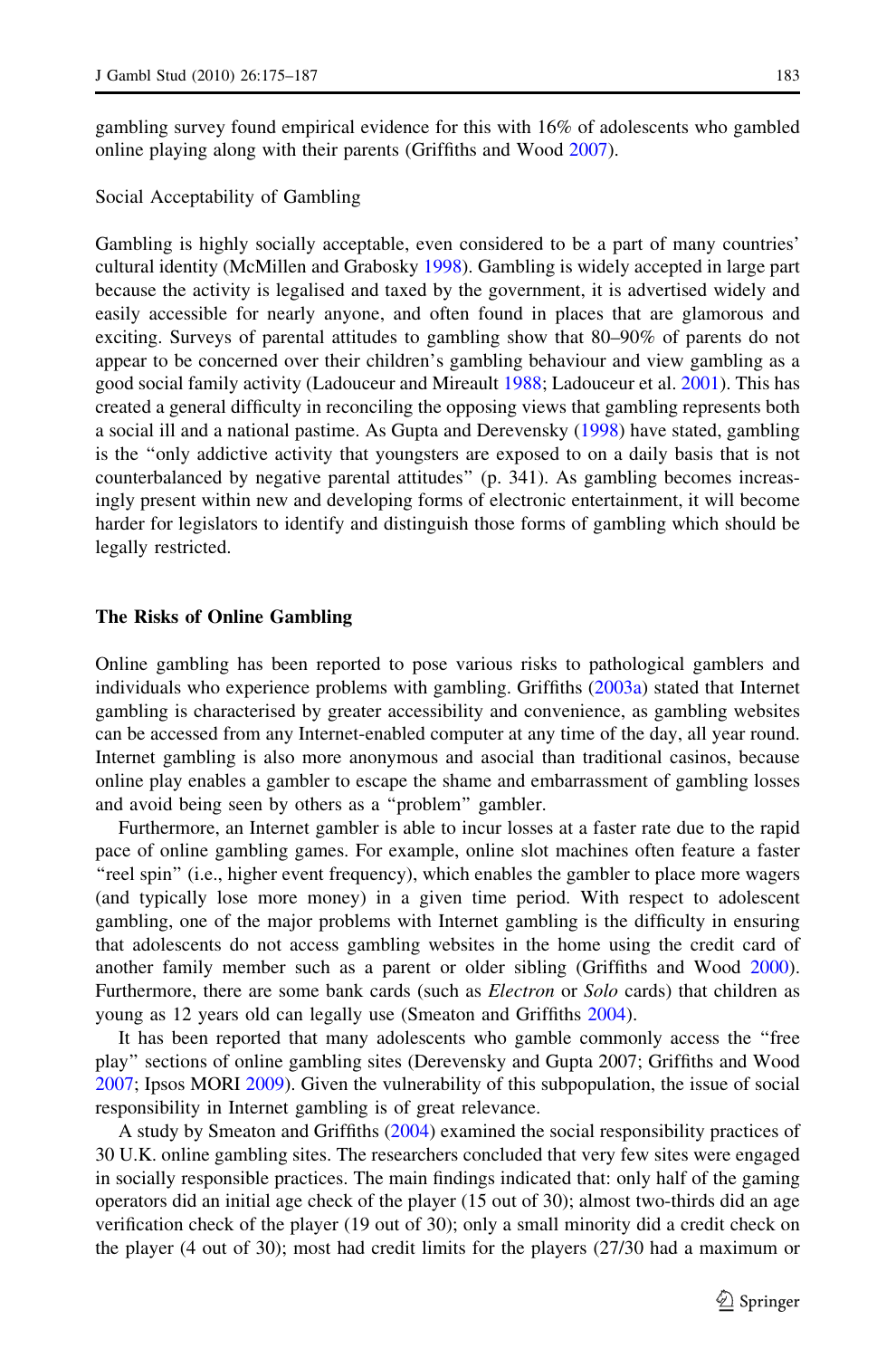gambling survey found empirical evidence for this with 16% of adolescents who gambled online playing along with their parents (Griffiths and Wood 2007).

Social Acceptability of Gambling

Gambling is highly socially acceptable, even considered to be a part of many countries' cultural identity (McMillen and Grabosky 1998). Gambling is widely accepted in large part because the activity is legalised and taxed by the government, it is advertised widely and easily accessible for nearly anyone, and often found in places that are glamorous and exciting. Surveys of parental attitudes to gambling show that 80–90% of parents do not appear to be concerned over their children's gambling behaviour and view gambling as a good social family activity (Ladouceur and Mireault 1988; Ladouceur et al. 2001). This has created a general difficulty in reconciling the opposing views that gambling represents both a social ill and a national pastime. As Gupta and Derevensky (1998) have stated, gambling is the "only addictive activity that youngsters are exposed to on a daily basis that is not counterbalanced by negative parental attitudes" (p. 341). As gambling becomes increasingly present within new and developing forms of electronic entertainment, it will become harder for legislators to identify and distinguish those forms of gambling which should be legally restricted.

## The Risks of Online Gambling

Online gambling has been reported to pose various risks to pathological gamblers and individuals who experience problems with gambling. Griffiths (2003a) stated that Internet gambling is characterised by greater accessibility and convenience, as gambling websites can be accessed from any Internet-enabled computer at any time of the day, all year round. Internet gambling is also more anonymous and asocial than traditional casinos, because online play enables a gambler to escape the shame and embarrassment of gambling losses and avoid being seen by others as a "problem" gambler.

Furthermore, an Internet gambler is able to incur losses at a faster rate due to the rapid pace of online gambling games. For example, online slot machines often feature a faster "reel spin" (i.e., higher event frequency), which enables the gambler to place more wagers (and typically lose more money) in a given time period. With respect to adolescent gambling, one of the major problems with Internet gambling is the difficulty in ensuring that adolescents do not access gambling websites in the home using the credit card of another family member such as a parent or older sibling (Griffiths and Wood 2000). Furthermore, there are some bank cards (such as *Electron* or *Solo* cards) that children as young as 12 years old can legally use (Smeaton and Griffiths 2004).

It has been reported that many adolescents who gamble commonly access the "free play" sections of online gambling sites (Derevensky and Gupta 2007; Griffiths and Wood 2007; Ipsos MORI 2009). Given the vulnerability of this subpopulation, the issue of social responsibility in Internet gambling is of great relevance.

A study by Smeaton and Griffiths (2004) examined the social responsibility practices of 30 U.K. online gambling sites. The researchers concluded that very few sites were engaged in socially responsible practices. The main findings indicated that: only half of the gaming operators did an initial age check of the player (15 out of 30); almost two-thirds did an age verification check of the player (19 out of 30); only a small minority did a credit check on the player (4 out of 30); most had credit limits for the players (27/30 had a maximum or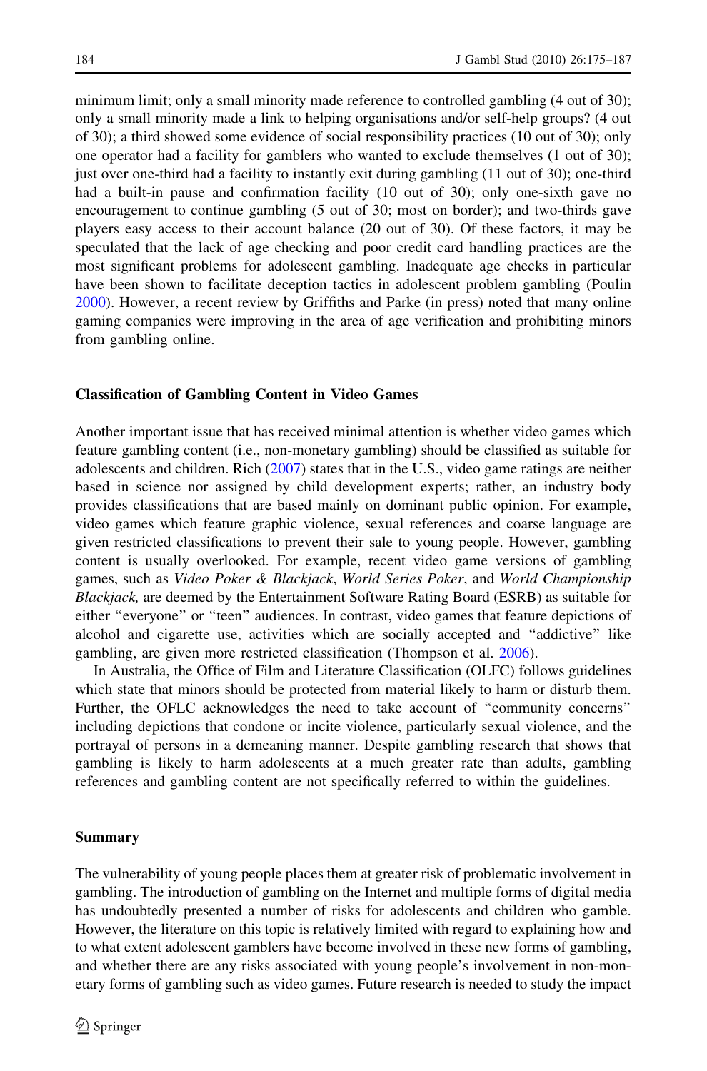minimum limit; only a small minority made reference to controlled gambling (4 out of 30); only a small minority made a link to helping organisations and/or self-help groups? (4 out of 30); a third showed some evidence of social responsibility practices (10 out of 30); only one operator had a facility for gamblers who wanted to exclude themselves (1 out of 30); just over one-third had a facility to instantly exit during gambling (11 out of 30); one-third had a built-in pause and confirmation facility (10 out of 30); only one-sixth gave no encouragement to continue gambling (5 out of 30; most on border); and two-thirds gave players easy access to their account balance (20 out of 30). Of these factors, it may be speculated that the lack of age checking and poor credit card handling practices are the most significant problems for adolescent gambling. Inadequate age checks in particular have been shown to facilitate deception tactics in adolescent problem gambling (Poulin 2000). However, a recent review by Griffiths and Parke (in press) noted that many online gaming companies were improving in the area of age verification and prohibiting minors from gambling online.

### Classification of Gambling Content in Video Games

Another important issue that has received minimal attention is whether video games which feature gambling content (i.e., non-monetary gambling) should be classified as suitable for adolescents and children. Rich (2007) states that in the U.S., video game ratings are neither based in science nor assigned by child development experts; rather, an industry body provides classifications that are based mainly on dominant public opinion. For example, video games which feature graphic violence, sexual references and coarse language are given restricted classifications to prevent their sale to young people. However, gambling content is usually overlooked. For example, recent video game versions of gambling games, such as *Video Poker & Blackjack*, *World Series Poker*, and *World Championship Blackjack,* are deemed by the Entertainment Software Rating Board (ESRB) as suitable for either "everyone" or "teen" audiences. In contrast, video games that feature depictions of alcohol and cigarette use, activities which are socially accepted and "addictive" like gambling, are given more restricted classification (Thompson et al. 2006).

In Australia, the Office of Film and Literature Classification (OLFC) follows guidelines which state that minors should be protected from material likely to harm or disturb them. Further, the OFLC acknowledges the need to take account of "community concerns" including depictions that condone or incite violence, particularly sexual violence, and the portrayal of persons in a demeaning manner. Despite gambling research that shows that gambling is likely to harm adolescents at a much greater rate than adults, gambling references and gambling content are not specifically referred to within the guidelines.

### Summary

The vulnerability of young people places them at greater risk of problematic involvement in gambling. The introduction of gambling on the Internet and multiple forms of digital media has undoubtedly presented a number of risks for adolescents and children who gamble. However, the literature on this topic is relatively limited with regard to explaining how and to what extent adolescent gamblers have become involved in these new forms of gambling, and whether there are any risks associated with young people's involvement in non-monetary forms of gambling such as video games. Future research is needed to study the impact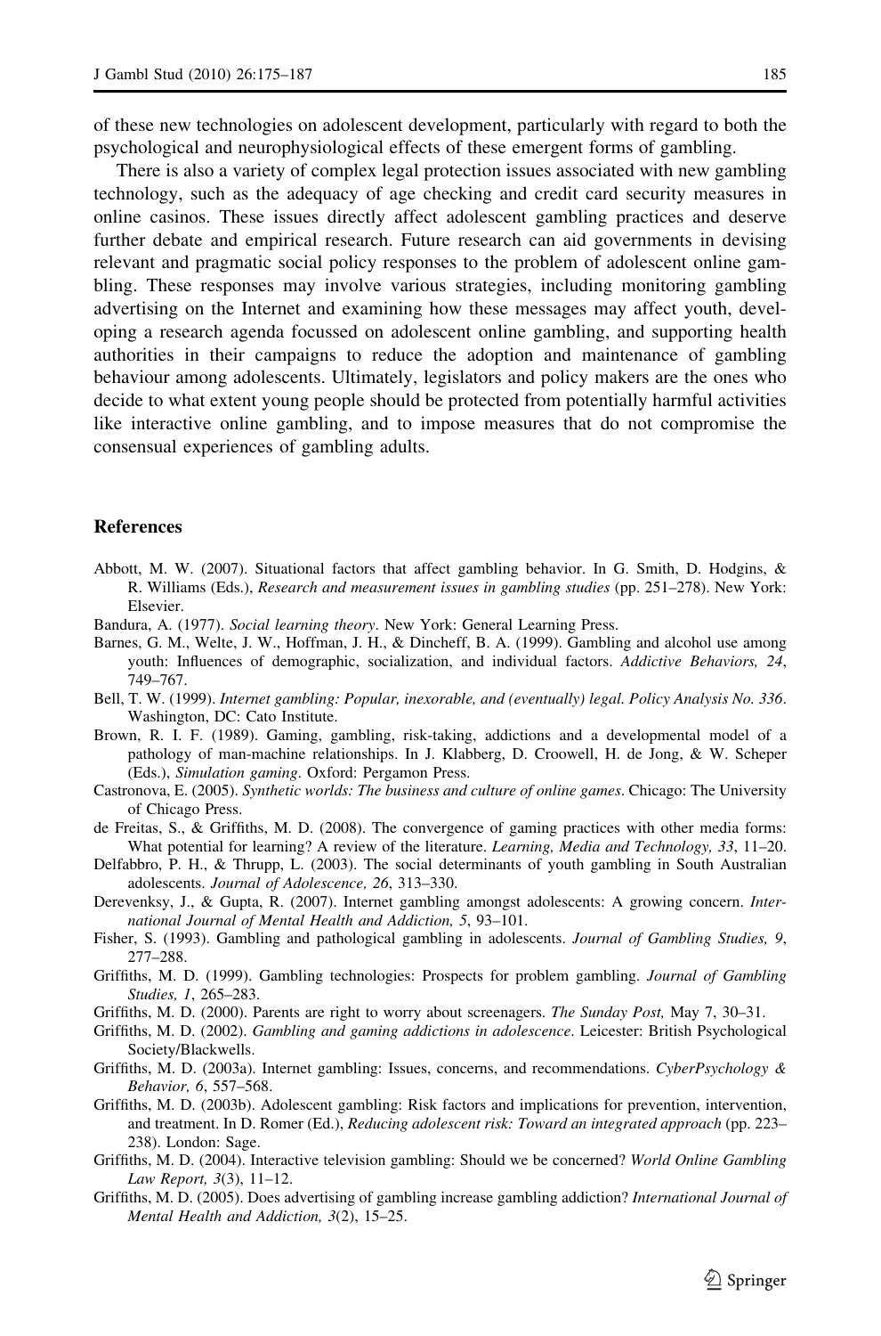of these new technologies on adolescent development, particularly with regard to both the psychological and neurophysiological effects of these emergent forms of gambling.

There is also a variety of complex legal protection issues associated with new gambling technology, such as the adequacy of age checking and credit card security measures in online casinos. These issues directly affect adolescent gambling practices and deserve further debate and empirical research. Future research can aid governments in devising relevant and pragmatic social policy responses to the problem of adolescent online gambling. These responses may involve various strategies, including monitoring gambling advertising on the Internet and examining how these messages may affect youth, developing a research agenda focussed on adolescent online gambling, and supporting health authorities in their campaigns to reduce the adoption and maintenance of gambling behaviour among adolescents. Ultimately, legislators and policy makers are the ones who decide to what extent young people should be protected from potentially harmful activities like interactive online gambling, and to impose measures that do not compromise the consensual experiences of gambling adults.

## References

Abbott, M. W. (2007). Situational factors that affect gambling behavior. In G. Smith, D. Hodgins, & R. Williams (Eds.), *Research and measurement issues in gambling studies* (pp. 251–278). New York: Elsevier.

Bandura, A. (1977). *Social learning theory*. New York: General Learning Press.

Barnes, G. M., Welte, J. W., Hoffman, J. H., & Dincheff, B. A. (1999). Gambling and alcohol use among youth: Influences of demographic, socialization, and individual factors. *Addictive Behaviors, 24*, 749–767.

Bell, T. W. (1999). *Internet gambling: Popular, inexorable, and (eventually) legal. Policy Analysis No. 336*. Washington, DC: Cato Institute.

Brown, R. I. F. (1989). Gaming, gambling, risk-taking, addictions and a developmental model of a pathology of man-machine relationships. In J. Klabberg, D. Croowell, H. de Jong, & W. Scheper (Eds.), *Simulation gaming*. Oxford: Pergamon Press.

Castronova, E. (2005). *Synthetic worlds: The business and culture of online games*. Chicago: The University of Chicago Press.

de Freitas, S., & Griffiths, M. D. (2008). The convergence of gaming practices with other media forms: What potential for learning? A review of the literature. *Learning, Media and Technology, 33*, 11–20.

Delfabbro, P. H., & Thrupp, L. (2003). The social determinants of youth gambling in South Australian adolescents. *Journal of Adolescence, 26*, 313–330.

Derevenksy, J., & Gupta, R. (2007). Internet gambling amongst adolescents: A growing concern. *International Journal of Mental Health and Addiction, 5*, 93–101.

Fisher, S. (1993). Gambling and pathological gambling in adolescents. *Journal of Gambling Studies, 9*, 277–288.

Griffiths, M. D. (1999). Gambling technologies: Prospects for problem gambling. *Journal of Gambling Studies, 1*, 265–283.

Griffiths, M. D. (2000). Parents are right to worry about screenagers. *The Sunday Post,* May 7, 30–31.

Griffiths, M. D. (2002). *Gambling and gaming addictions in adolescence*. Leicester: British Psychological Society/Blackwells.

Griffiths, M. D. (2003a). Internet gambling: Issues, concerns, and recommendations. *CyberPsychology & Behavior, 6*, 557–568.

Griffiths, M. D. (2003b). Adolescent gambling: Risk factors and implications for prevention, intervention, and treatment. In D. Romer (Ed.), *Reducing adolescent risk: Toward an integrated approach* (pp. 223–238). London: Sage.

Griffiths, M. D. (2004). Interactive television gambling: Should we be concerned? *World Online Gambling Law Report, 3*(3), 11–12.

Griffiths, M. D. (2005). Does advertising of gambling increase gambling addiction? *International Journal of Mental Health and Addiction, 3*(2), 15–25.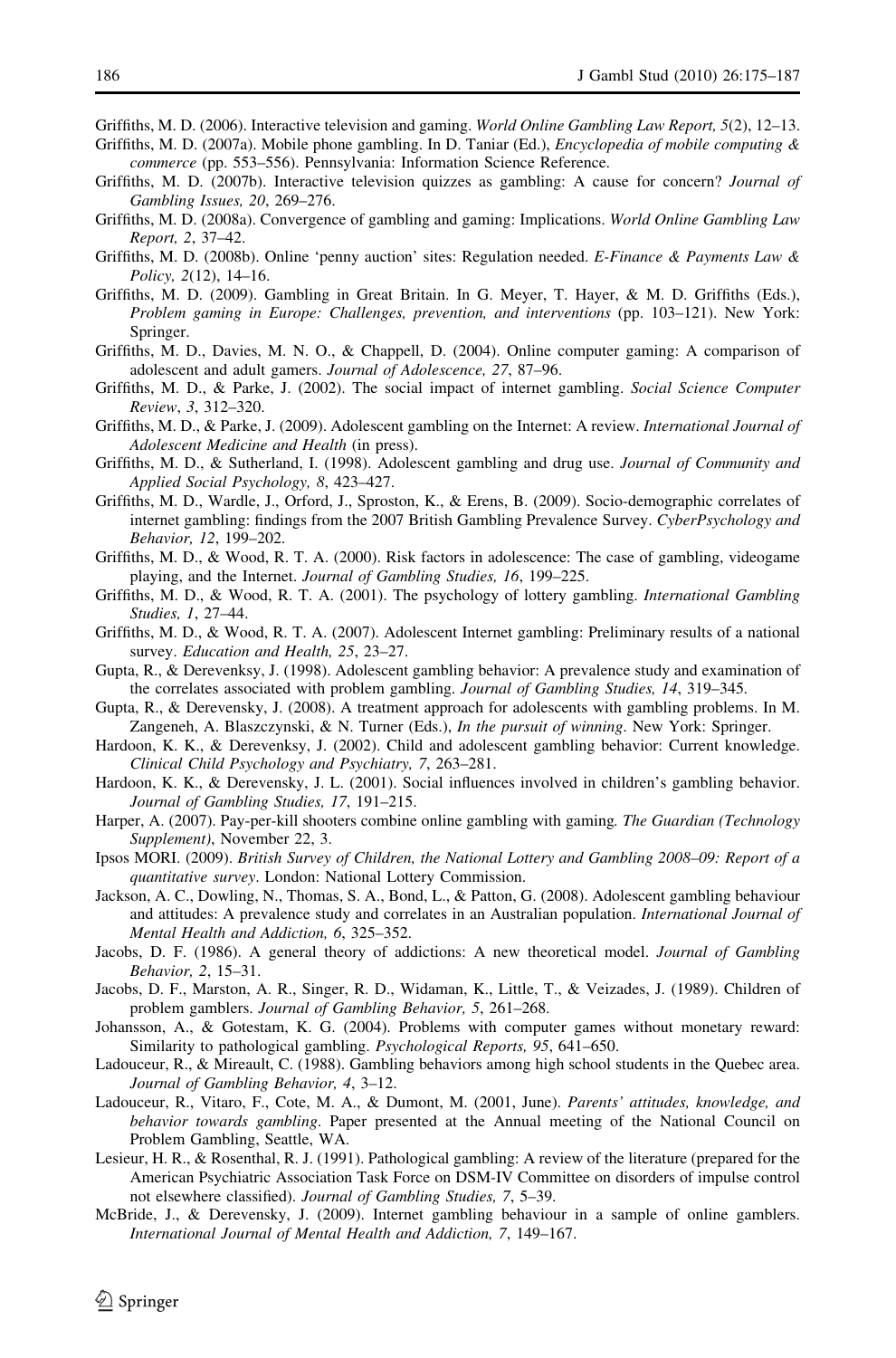Griffiths, M. D. (2006). Interactive television and gaming. *World Online Gambling Law Report, 5*(2), 12–13.

Griffiths, M. D. (2007a). Mobile phone gambling. In D. Taniar (Ed.), *Encyclopedia of mobile computing & commerce* (pp. 553–556). Pennsylvania: Information Science Reference.

Griffiths, M. D. (2007b). Interactive television quizzes as gambling: A cause for concern? *Journal of Gambling Issues, 20*, 269–276.

Griffiths, M. D. (2008a). Convergence of gambling and gaming: Implications. *World Online Gambling Law Report, 2*, 37–42.

Griffiths, M. D. (2008b). Online 'penny auction' sites: Regulation needed. *E-Finance & Payments Law & Policy, 2*(12), 14–16.

Griffiths, M. D. (2009). Gambling in Great Britain. In G. Meyer, T. Hayer, & M. D. Griffiths (Eds.), *Problem gaming in Europe: Challenges, prevention, and interventions* (pp. 103–121). New York: Springer.

Griffiths, M. D., Davies, M. N. O., & Chappell, D. (2004). Online computer gaming: A comparison of adolescent and adult gamers. *Journal of Adolescence, 27*, 87–96.

Griffiths, M. D., & Parke, J. (2002). The social impact of internet gambling. *Social Science Computer Review*, *3*, 312–320.

Griffiths, M. D., & Parke, J. (2009). Adolescent gambling on the Internet: A review. *International Journal of Adolescent Medicine and Health* (in press).

Griffiths, M. D., & Sutherland, I. (1998). Adolescent gambling and drug use. *Journal of Community and Applied Social Psychology, 8*, 423–427.

Griffiths, M. D., Wardle, J., Orford, J., Sproston, K., & Erens, B. (2009). Socio-demographic correlates of internet gambling: findings from the 2007 British Gambling Prevalence Survey. *CyberPsychology and Behavior, 12*, 199–202.

Griffiths, M. D., & Wood, R. T. A. (2000). Risk factors in adolescence: The case of gambling, videogame playing, and the Internet. *Journal of Gambling Studies, 16*, 199–225.

Griffiths, M. D., & Wood, R. T. A. (2001). The psychology of lottery gambling. *International Gambling Studies, 1*, 27–44.

Griffiths, M. D., & Wood, R. T. A. (2007). Adolescent Internet gambling: Preliminary results of a national survey. *Education and Health, 25*, 23–27.

Gupta, R., & Derevenksy, J. (1998). Adolescent gambling behavior: A prevalence study and examination of the correlates associated with problem gambling. *Journal of Gambling Studies, 14*, 319–345.

Gupta, R., & Derevensky, J. (2008). A treatment approach for adolescents with gambling problems. In M. Zangeneh, A. Blaszczynski, & N. Turner (Eds.), *In the pursuit of winning*. New York: Springer.

Hardoon, K. K., & Derevenksy, J. (2002). Child and adolescent gambling behavior: Current knowledge. *Clinical Child Psychology and Psychiatry, 7*, 263–281.

Hardoon, K. K., & Derevensky, J. L. (2001). Social influences involved in children's gambling behavior. *Journal of Gambling Studies, 17*, 191–215.

Harper, A. (2007). Pay-per-kill shooters combine online gambling with gaming*. The Guardian (Technology Supplement)*, November 22, 3.

Ipsos MORI. (2009). *British Survey of Children, the National Lottery and Gambling 2008–09: Report of a quantitative survey*. London: National Lottery Commission.

Jackson, A. C., Dowling, N., Thomas, S. A., Bond, L., & Patton, G. (2008). Adolescent gambling behaviour and attitudes: A prevalence study and correlates in an Australian population. *International Journal of Mental Health and Addiction, 6*, 325–352.

Jacobs, D. F. (1986). A general theory of addictions: A new theoretical model. *Journal of Gambling Behavior, 2*, 15–31.

Jacobs, D. F., Marston, A. R., Singer, R. D., Widaman, K., Little, T., & Veizades, J. (1989). Children of problem gamblers. *Journal of Gambling Behavior, 5*, 261–268.

Johansson, A., & Gotestam, K. G. (2004). Problems with computer games without monetary reward: Similarity to pathological gambling. *Psychological Reports, 95*, 641–650.

Ladouceur, R., & Mireault, C. (1988). Gambling behaviors among high school students in the Quebec area. *Journal of Gambling Behavior, 4*, 3–12.

Ladouceur, R., Vitaro, F., Cote, M. A., & Dumont, M. (2001, June). *Parents' attitudes, knowledge, and behavior towards gambling*. Paper presented at the Annual meeting of the National Council on Problem Gambling, Seattle, WA.

Lesieur, H. R., & Rosenthal, R. J. (1991). Pathological gambling: A review of the literature (prepared for the American Psychiatric Association Task Force on DSM-IV Committee on disorders of impulse control not elsewhere classified). *Journal of Gambling Studies, 7*, 5–39.

McBride, J., & Derevensky, J. (2009). Internet gambling behaviour in a sample of online gamblers. *International Journal of Mental Health and Addiction, 7*, 149–167.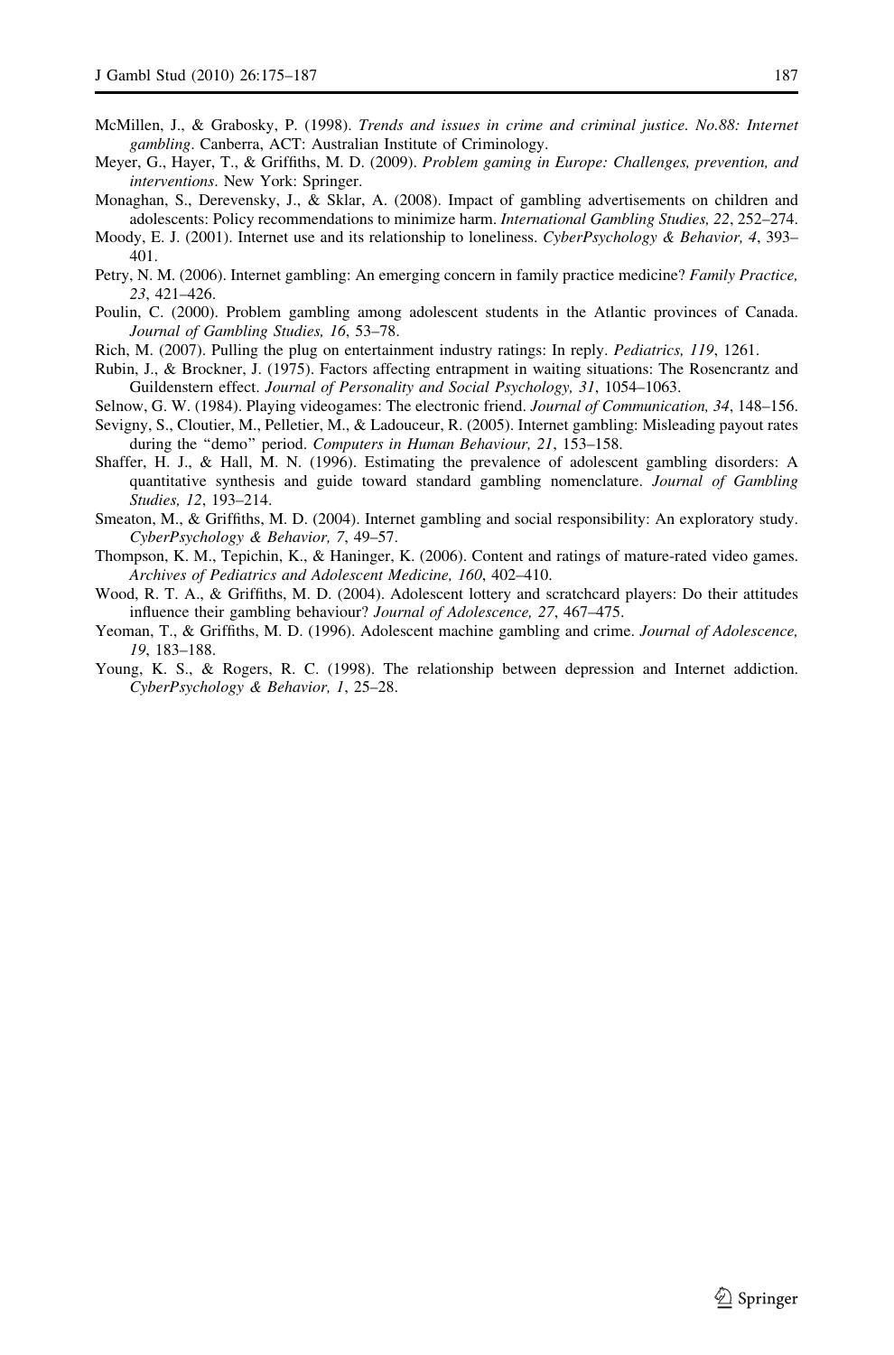McMillen, J., & Grabosky, P. (1998). *Trends and issues in crime and criminal justice. No.88: Internet gambling*. Canberra, ACT: Australian Institute of Criminology.

Meyer, G., Hayer, T., & Griffiths, M. D. (2009). *Problem gaming in Europe: Challenges, prevention, and interventions*. New York: Springer.

Monaghan, S., Derevensky, J., & Sklar, A. (2008). Impact of gambling advertisements on children and adolescents: Policy recommendations to minimize harm. *International Gambling Studies, 22*, 252–274.

Moody, E. J. (2001). Internet use and its relationship to loneliness. *CyberPsychology & Behavior, 4*, 393–401.

Petry, N. M. (2006). Internet gambling: An emerging concern in family practice medicine? *Family Practice, 23*, 421–426.

Poulin, C. (2000). Problem gambling among adolescent students in the Atlantic provinces of Canada. *Journal of Gambling Studies, 16*, 53–78.

Rich, M. (2007). Pulling the plug on entertainment industry ratings: In reply. *Pediatrics, 119*, 1261.

Rubin, J., & Brockner, J. (1975). Factors affecting entrapment in waiting situations: The Rosencrantz and Guildenstern effect. *Journal of Personality and Social Psychology, 31*, 1054–1063.

Selnow, G. W. (1984). Playing videogames: The electronic friend. *Journal of Communication, 34*, 148–156.

Sevigny, S., Cloutier, M., Pelletier, M., & Ladouceur, R. (2005). Internet gambling: Misleading payout rates during the "demo" period. *Computers in Human Behaviour, 21*, 153–158.

Shaffer, H. J., & Hall, M. N. (1996). Estimating the prevalence of adolescent gambling disorders: A quantitative synthesis and guide toward standard gambling nomenclature. *Journal of Gambling Studies, 12*, 193–214.

Smeaton, M., & Griffiths, M. D. (2004). Internet gambling and social responsibility: An exploratory study. *CyberPsychology & Behavior, 7*, 49–57.

Thompson, K. M., Tepichin, K., & Haninger, K. (2006). Content and ratings of mature-rated video games. *Archives of Pediatrics and Adolescent Medicine, 160*, 402–410.

Wood, R. T. A., & Griffiths, M. D. (2004). Adolescent lottery and scratchcard players: Do their attitudes influence their gambling behaviour? *Journal of Adolescence, 27*, 467–475.

Yeoman, T., & Griffiths, M. D. (1996). Adolescent machine gambling and crime. *Journal of Adolescence, 19*, 183–188.

Young, K. S., & Rogers, R. C. (1998). The relationship between depression and Internet addiction. *CyberPsychology & Behavior, 1*, 25–28.